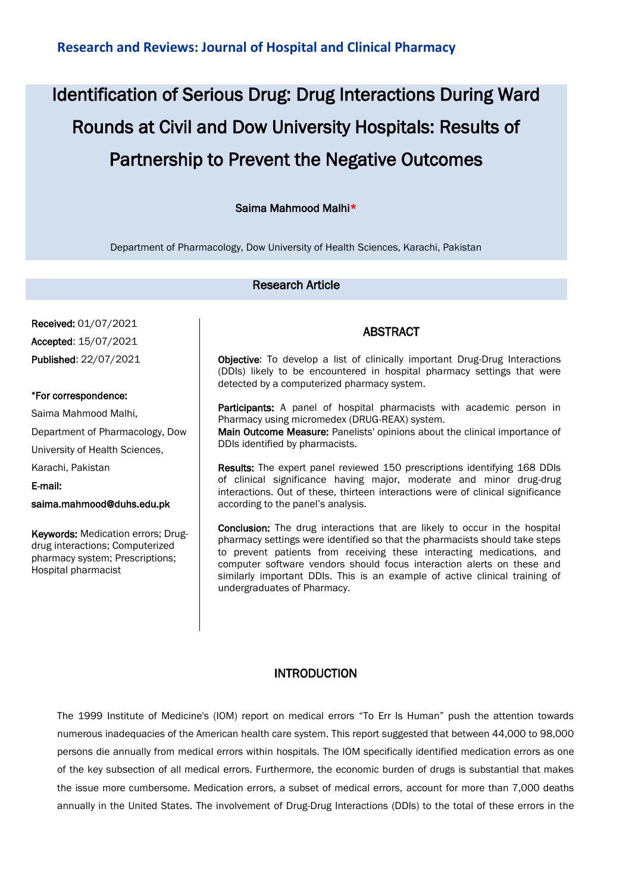**Research and Reviews: Journal of Hospital and Clinical Pharmacy**

# Identification of Serious Drug: Drug Interactions During Ward Rounds at Civil and Dow University Hospitals: Results of Partnership to Prevent the Negative Outcomes

**Saima Mahmood Malhi***

Department of Pharmacology, Dow University of Health Sciences, Karachi, Pakistan

## Research Article

**Received:** 01/07/2021
**Accepted**: 15/07/2021
**Published**: 22/07/2021

**\*For correspondence:**

Saima Mahmood Malhi,
Department of Pharmacology, Dow University of Health Sciences, Karachi, Pakistan

**E-mail:**
**saima.mahmood@duhs.edu.pk**

**Keywords:** Medication errors; Drug-drug interactions; Computerized pharmacy system; Prescriptions; Hospital pharmacist

## ABSTRACT

**Objective**: To develop a list of clinically important Drug-Drug Interactions (DDIs) likely to be encountered in hospital pharmacy settings that were detected by a computerized pharmacy system.

**Participants:** A panel of hospital pharmacists with academic person in Pharmacy using micromedex (DRUG-REAX) system.
**Main Outcome Measure:** Panelists' opinions about the clinical importance of DDIs identified by pharmacists.

**Results:** The expert panel reviewed 150 prescriptions identifying 168 DDIs of clinical significance having major, moderate and minor drug-drug interactions. Out of these, thirteen interactions were of clinical significance according to the panel's analysis.

**Conclusion:** The drug interactions that are likely to occur in the hospital pharmacy settings were identified so that the pharmacists should take steps to prevent patients from receiving these interacting medications, and computer software vendors should focus interaction alerts on these and similarly important DDIs. This is an example of active clinical training of undergraduates of Pharmacy.

## INTRODUCTION

The 1999 Institute of Medicine's (IOM) report on medical errors "To Err Is Human" push the attention towards numerous inadequacies of the American health care system. This report suggested that between 44,000 to 98,000 persons die annually from medical errors within hospitals. The IOM specifically identified medication errors as one of the key subsection of all medical errors. Furthermore, the economic burden of drugs is substantial that makes the issue more cumbersome. Medication errors, a subset of medical errors, account for more than 7,000 deaths annually in the United States. The involvement of Drug-Drug Interactions (DDIs) to the total of these errors in the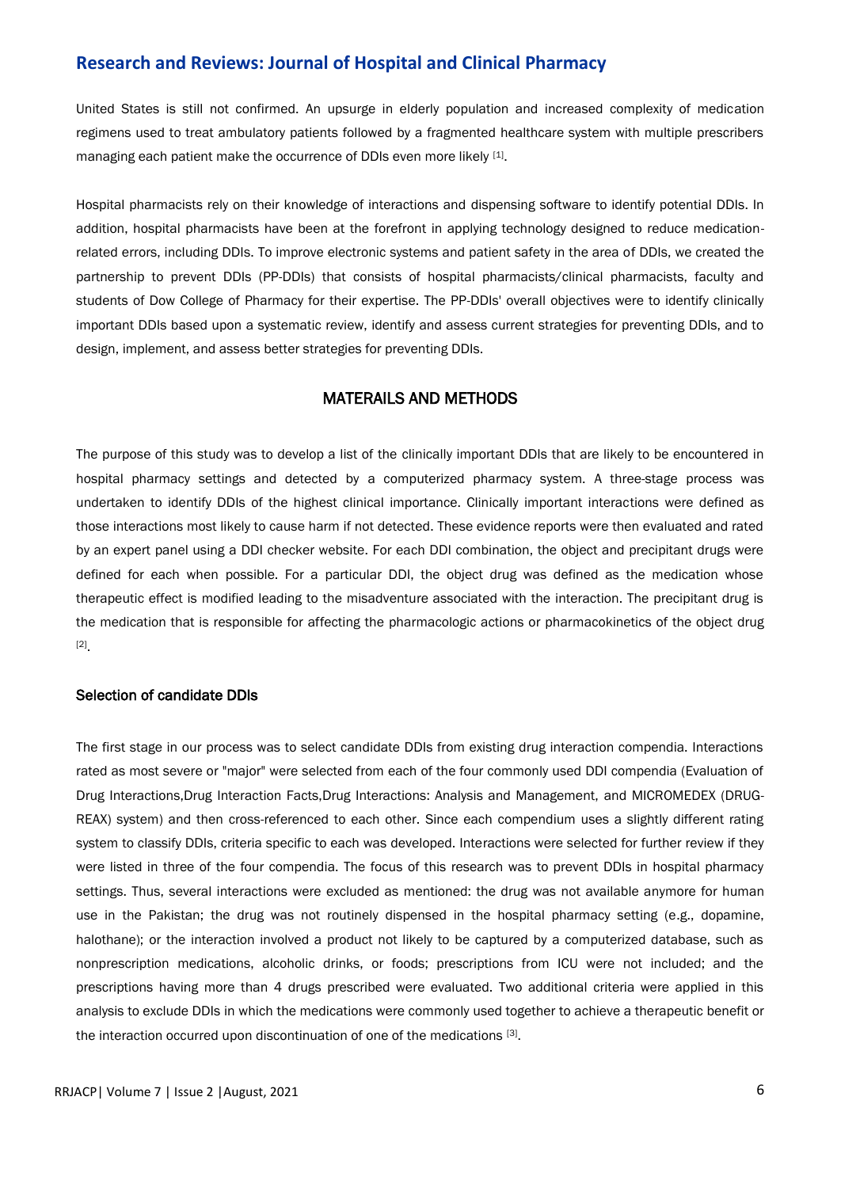United States is still not confirmed. An upsurge in elderly population and increased complexity of medication regimens used to treat ambulatory patients followed by a fragmented healthcare system with multiple prescribers managing each patient make the occurrence of DDIs even more likely [1].

Hospital pharmacists rely on their knowledge of interactions and dispensing software to identify potential DDIs. In addition, hospital pharmacists have been at the forefront in applying technology designed to reduce medication-related errors, including DDIs. To improve electronic systems and patient safety in the area of DDIs, we created the partnership to prevent DDIs (PP-DDIs) that consists of hospital pharmacists/clinical pharmacists, faculty and students of Dow College of Pharmacy for their expertise. The PP-DDIs' overall objectives were to identify clinically important DDIs based upon a systematic review, identify and assess current strategies for preventing DDIs, and to design, implement, and assess better strategies for preventing DDIs.

## MATERAILS AND METHODS

The purpose of this study was to develop a list of the clinically important DDIs that are likely to be encountered in hospital pharmacy settings and detected by a computerized pharmacy system. A three-stage process was undertaken to identify DDIs of the highest clinical importance. Clinically important interactions were defined as those interactions most likely to cause harm if not detected. These evidence reports were then evaluated and rated by an expert panel using a DDI checker website. For each DDI combination, the object and precipitant drugs were defined for each when possible. For a particular DDI, the object drug was defined as the medication whose therapeutic effect is modified leading to the misadventure associated with the interaction. The precipitant drug is the medication that is responsible for affecting the pharmacologic actions or pharmacokinetics of the object drug [2].

### Selection of candidate DDIs

The first stage in our process was to select candidate DDIs from existing drug interaction compendia. Interactions rated as most severe or "major" were selected from each of the four commonly used DDI compendia (Evaluation of Drug Interactions,Drug Interaction Facts,Drug Interactions: Analysis and Management, and MICROMEDEX (DRUG-REAX) system) and then cross-referenced to each other. Since each compendium uses a slightly different rating system to classify DDIs, criteria specific to each was developed. Interactions were selected for further review if they were listed in three of the four compendia. The focus of this research was to prevent DDIs in hospital pharmacy settings. Thus, several interactions were excluded as mentioned: the drug was not available anymore for human use in the Pakistan; the drug was not routinely dispensed in the hospital pharmacy setting (e.g., dopamine, halothane); or the interaction involved a product not likely to be captured by a computerized database, such as nonprescription medications, alcoholic drinks, or foods; prescriptions from ICU were not included; and the prescriptions having more than 4 drugs prescribed were evaluated. Two additional criteria were applied in this analysis to exclude DDIs in which the medications were commonly used together to achieve a therapeutic benefit or the interaction occurred upon discontinuation of one of the medications [3].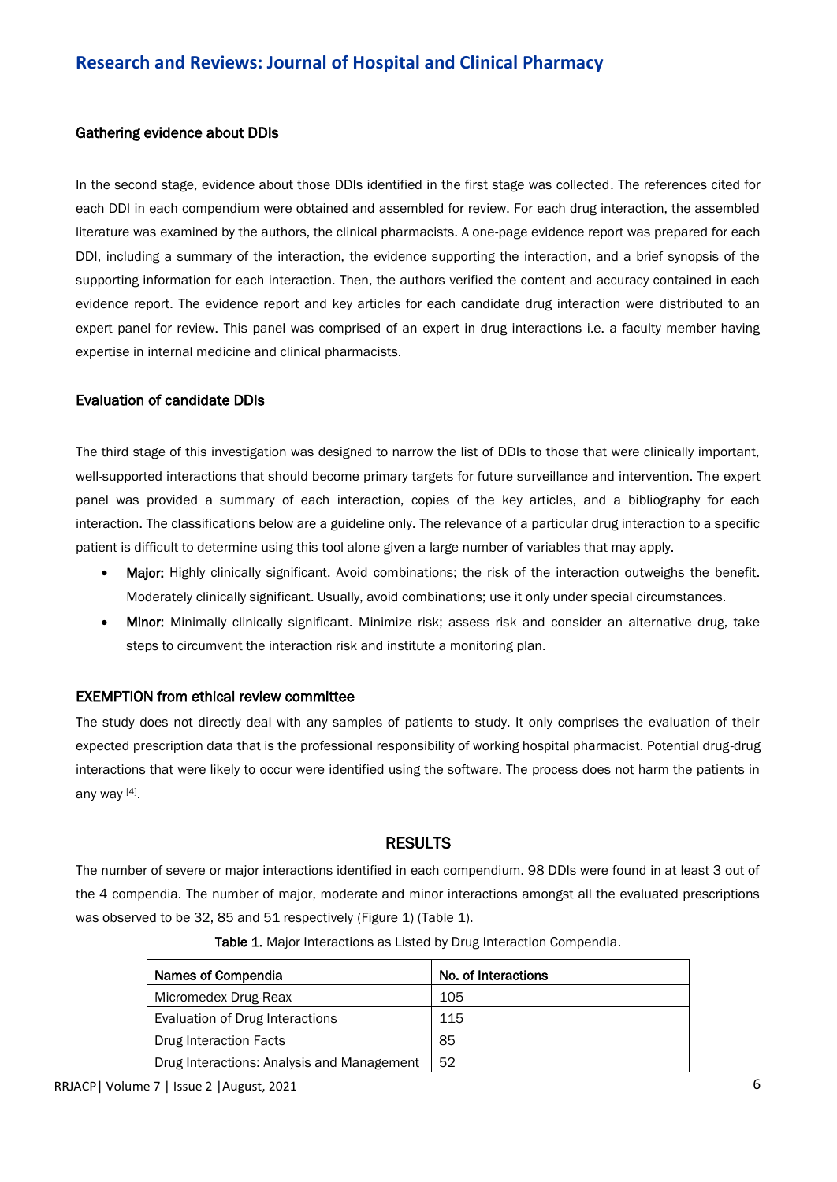### Gathering evidence about DDIs

In the second stage, evidence about those DDIs identified in the first stage was collected. The references cited for each DDI in each compendium were obtained and assembled for review. For each drug interaction, the assembled literature was examined by the authors, the clinical pharmacists. A one-page evidence report was prepared for each DDI, including a summary of the interaction, the evidence supporting the interaction, and a brief synopsis of the supporting information for each interaction. Then, the authors verified the content and accuracy contained in each evidence report. The evidence report and key articles for each candidate drug interaction were distributed to an expert panel for review. This panel was comprised of an expert in drug interactions i.e. a faculty member having expertise in internal medicine and clinical pharmacists.

### Evaluation of candidate DDIs

The third stage of this investigation was designed to narrow the list of DDIs to those that were clinically important, well-supported interactions that should become primary targets for future surveillance and intervention. The expert panel was provided a summary of each interaction, copies of the key articles, and a bibliography for each interaction. The classifications below are a guideline only. The relevance of a particular drug interaction to a specific patient is difficult to determine using this tool alone given a large number of variables that may apply.

- **Major:** Highly clinically significant. Avoid combinations; the risk of the interaction outweighs the benefit. Moderately clinically significant. Usually, avoid combinations; use it only under special circumstances.
- **Minor:** Minimally clinically significant. Minimize risk; assess risk and consider an alternative drug, take steps to circumvent the interaction risk and institute a monitoring plan.

### EXEMPTION from ethical review committee

The study does not directly deal with any samples of patients to study. It only comprises the evaluation of their expected prescription data that is the professional responsibility of working hospital pharmacist. Potential drug-drug interactions that were likely to occur were identified using the software. The process does not harm the patients in any way [4].

## RESULTS

The number of severe or major interactions identified in each compendium. 98 DDIs were found in at least 3 out of the 4 compendia. The number of major, moderate and minor interactions amongst all the evaluated prescriptions was observed to be 32, 85 and 51 respectively (Figure 1) (Table 1).

**Table 1.** Major Interactions as Listed by Drug Interaction Compendia.

| Names of Compendia | No. of Interactions |
|---|---|
| Micromedex Drug-Reax | 105 |
| Evaluation of Drug Interactions | 115 |
| Drug Interaction Facts | 85 |
| Drug Interactions: Analysis and Management | 52 |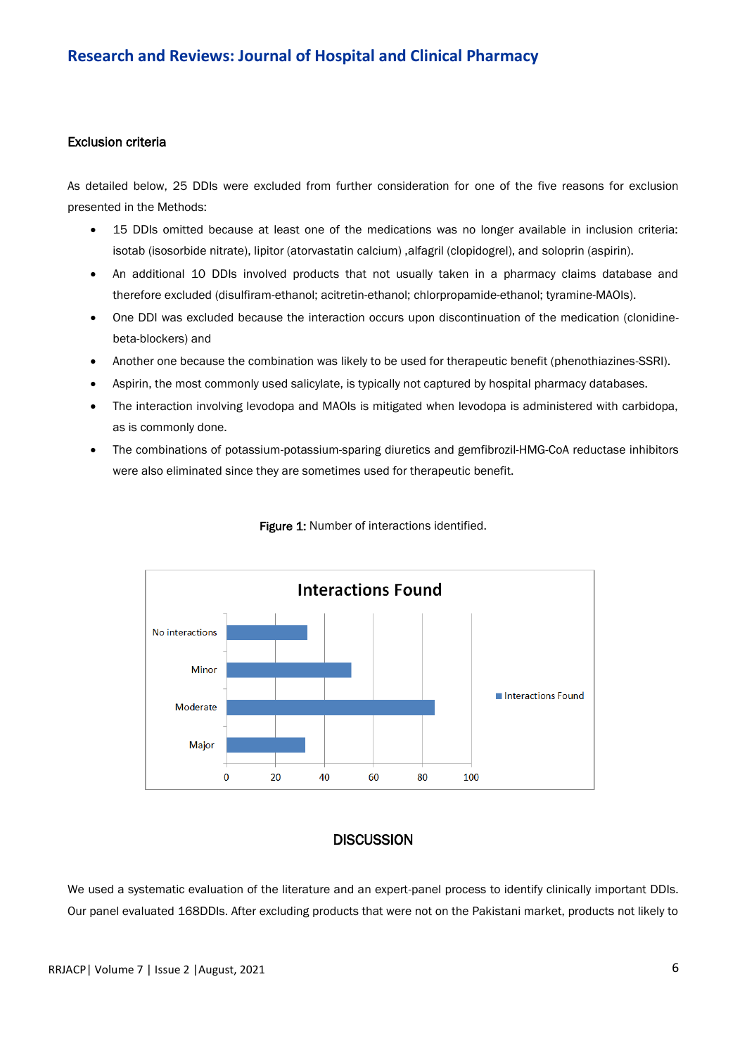### Exclusion criteria

As detailed below, 25 DDIs were excluded from further consideration for one of the five reasons for exclusion presented in the Methods:

- 15 DDIs omitted because at least one of the medications was no longer available in inclusion criteria: isotab (isosorbide nitrate), lipitor (atorvastatin calcium) ,alfagril (clopidogrel), and soloprin (aspirin).
- An additional 10 DDIs involved products that not usually taken in a pharmacy claims database and therefore excluded (disulfiram-ethanol; acitretin-ethanol; chlorpropamide-ethanol; tyramine-MAOIs).
- One DDI was excluded because the interaction occurs upon discontinuation of the medication (clonidine-beta-blockers) and
- Another one because the combination was likely to be used for therapeutic benefit (phenothiazines-SSRI).
- Aspirin, the most commonly used salicylate, is typically not captured by hospital pharmacy databases.
- The interaction involving levodopa and MAOIs is mitigated when levodopa is administered with carbidopa, as is commonly done.
- The combinations of potassium-potassium-sparing diuretics and gemfibrozil-HMG-CoA reductase inhibitors were also eliminated since they are sometimes used for therapeutic benefit.

**Figure 1:** Number of interactions identified.

## DISCUSSION

We used a systematic evaluation of the literature and an expert-panel process to identify clinically important DDIs. Our panel evaluated 168DDIs. After excluding products that were not on the Pakistani market, products not likely to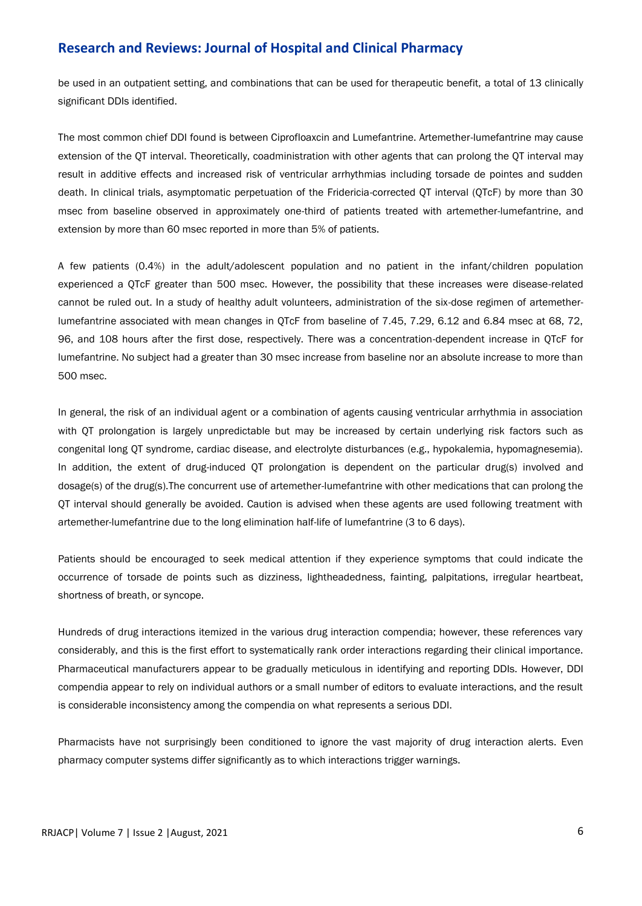be used in an outpatient setting, and combinations that can be used for therapeutic benefit, a total of 13 clinically significant DDIs identified.

The most common chief DDI found is between Ciprofloaxcin and Lumefantrine. Artemether-lumefantrine may cause extension of the QT interval. Theoretically, coadministration with other agents that can prolong the QT interval may result in additive effects and increased risk of ventricular arrhythmias including torsade de pointes and sudden death. In clinical trials, asymptomatic perpetuation of the Fridericia-corrected QT interval (QTcF) by more than 30 msec from baseline observed in approximately one-third of patients treated with artemether-lumefantrine, and extension by more than 60 msec reported in more than 5% of patients.

A few patients (0.4%) in the adult/adolescent population and no patient in the infant/children population experienced a QTcF greater than 500 msec. However, the possibility that these increases were disease-related cannot be ruled out. In a study of healthy adult volunteers, administration of the six-dose regimen of artemether-lumefantrine associated with mean changes in QTcF from baseline of 7.45, 7.29, 6.12 and 6.84 msec at 68, 72, 96, and 108 hours after the first dose, respectively. There was a concentration-dependent increase in QTcF for lumefantrine. No subject had a greater than 30 msec increase from baseline nor an absolute increase to more than 500 msec.

In general, the risk of an individual agent or a combination of agents causing ventricular arrhythmia in association with QT prolongation is largely unpredictable but may be increased by certain underlying risk factors such as congenital long QT syndrome, cardiac disease, and electrolyte disturbances (e.g., hypokalemia, hypomagnesemia). In addition, the extent of drug-induced QT prolongation is dependent on the particular drug(s) involved and dosage(s) of the drug(s).The concurrent use of artemether-lumefantrine with other medications that can prolong the QT interval should generally be avoided. Caution is advised when these agents are used following treatment with artemether-lumefantrine due to the long elimination half-life of lumefantrine (3 to 6 days).

Patients should be encouraged to seek medical attention if they experience symptoms that could indicate the occurrence of torsade de points such as dizziness, lightheadedness, fainting, palpitations, irregular heartbeat, shortness of breath, or syncope.

Hundreds of drug interactions itemized in the various drug interaction compendia; however, these references vary considerably, and this is the first effort to systematically rank order interactions regarding their clinical importance. Pharmaceutical manufacturers appear to be gradually meticulous in identifying and reporting DDIs. However, DDI compendia appear to rely on individual authors or a small number of editors to evaluate interactions, and the result is considerable inconsistency among the compendia on what represents a serious DDI.

Pharmacists have not surprisingly been conditioned to ignore the vast majority of drug interaction alerts. Even pharmacy computer systems differ significantly as to which interactions trigger warnings.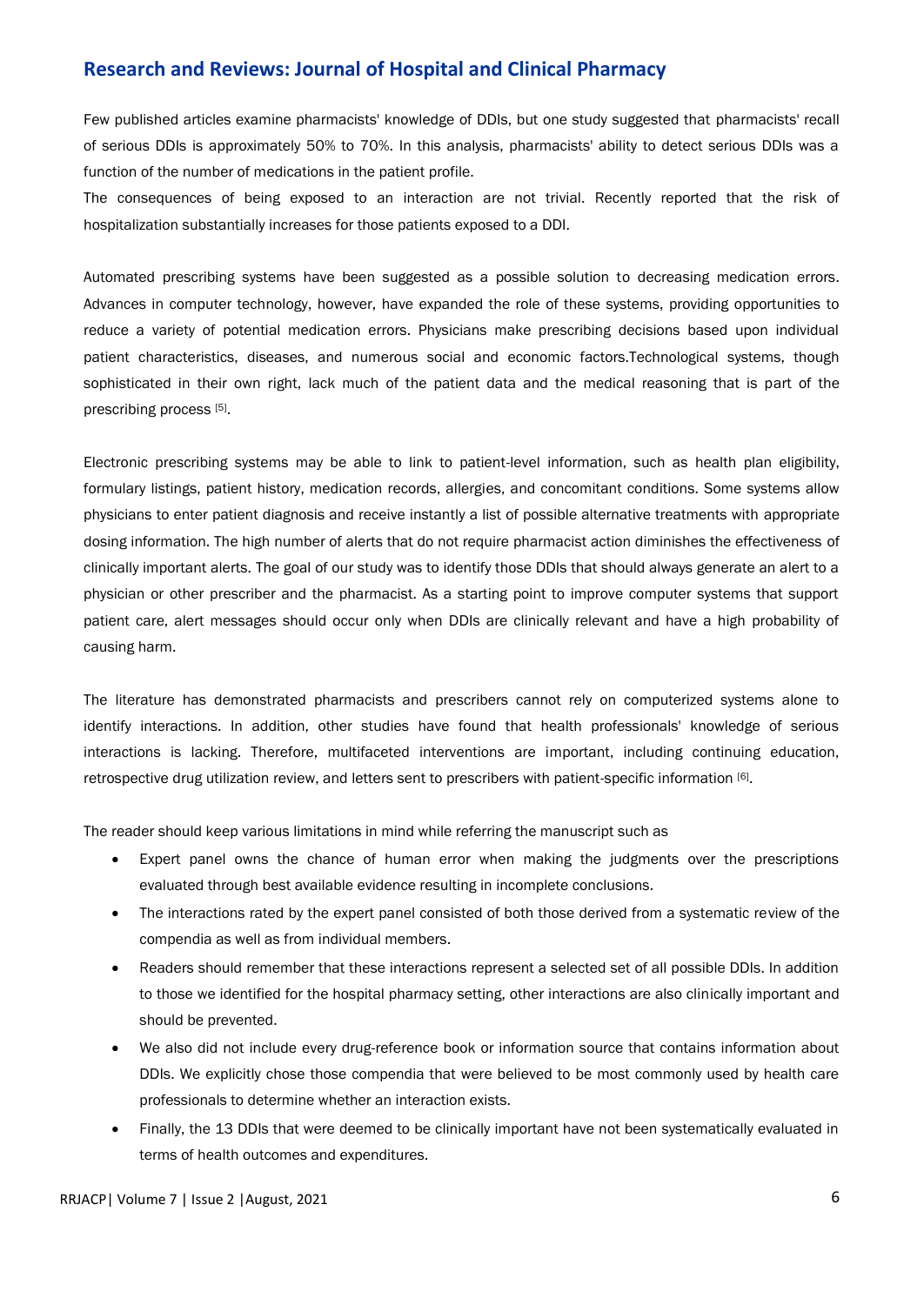Few published articles examine pharmacists' knowledge of DDIs, but one study suggested that pharmacists' recall of serious DDIs is approximately 50% to 70%. In this analysis, pharmacists' ability to detect serious DDIs was a function of the number of medications in the patient profile.

The consequences of being exposed to an interaction are not trivial. Recently reported that the risk of hospitalization substantially increases for those patients exposed to a DDI.

Automated prescribing systems have been suggested as a possible solution to decreasing medication errors. Advances in computer technology, however, have expanded the role of these systems, providing opportunities to reduce a variety of potential medication errors. Physicians make prescribing decisions based upon individual patient characteristics, diseases, and numerous social and economic factors.Technological systems, though sophisticated in their own right, lack much of the patient data and the medical reasoning that is part of the prescribing process [5].

Electronic prescribing systems may be able to link to patient-level information, such as health plan eligibility, formulary listings, patient history, medication records, allergies, and concomitant conditions. Some systems allow physicians to enter patient diagnosis and receive instantly a list of possible alternative treatments with appropriate dosing information. The high number of alerts that do not require pharmacist action diminishes the effectiveness of clinically important alerts. The goal of our study was to identify those DDIs that should always generate an alert to a physician or other prescriber and the pharmacist. As a starting point to improve computer systems that support patient care, alert messages should occur only when DDIs are clinically relevant and have a high probability of causing harm.

The literature has demonstrated pharmacists and prescribers cannot rely on computerized systems alone to identify interactions. In addition, other studies have found that health professionals' knowledge of serious interactions is lacking. Therefore, multifaceted interventions are important, including continuing education, retrospective drug utilization review, and letters sent to prescribers with patient-specific information [6].

The reader should keep various limitations in mind while referring the manuscript such as

- Expert panel owns the chance of human error when making the judgments over the prescriptions evaluated through best available evidence resulting in incomplete conclusions.
- The interactions rated by the expert panel consisted of both those derived from a systematic review of the compendia as well as from individual members.
- Readers should remember that these interactions represent a selected set of all possible DDIs. In addition to those we identified for the hospital pharmacy setting, other interactions are also clinically important and should be prevented.
- We also did not include every drug-reference book or information source that contains information about DDIs. We explicitly chose those compendia that were believed to be most commonly used by health care professionals to determine whether an interaction exists.
- Finally, the 13 DDIs that were deemed to be clinically important have not been systematically evaluated in terms of health outcomes and expenditures.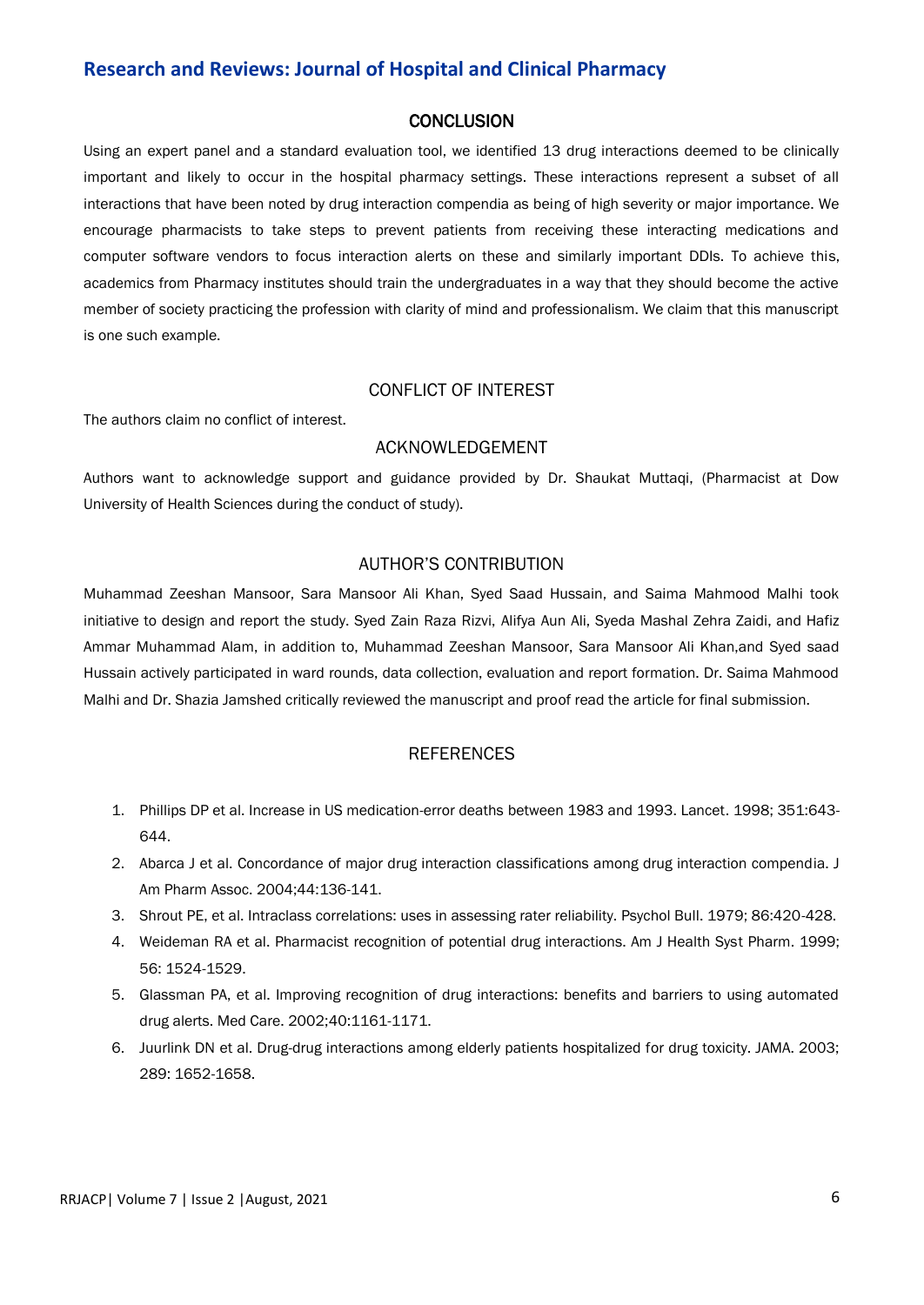## CONCLUSION

Using an expert panel and a standard evaluation tool, we identified 13 drug interactions deemed to be clinically important and likely to occur in the hospital pharmacy settings. These interactions represent a subset of all interactions that have been noted by drug interaction compendia as being of high severity or major importance. We encourage pharmacists to take steps to prevent patients from receiving these interacting medications and computer software vendors to focus interaction alerts on these and similarly important DDIs. To achieve this, academics from Pharmacy institutes should train the undergraduates in a way that they should become the active member of society practicing the profession with clarity of mind and professionalism. We claim that this manuscript is one such example.

## CONFLICT OF INTEREST

The authors claim no conflict of interest.

## ACKNOWLEDGEMENT

Authors want to acknowledge support and guidance provided by Dr. Shaukat Muttaqi, (Pharmacist at Dow University of Health Sciences during the conduct of study).

## AUTHOR'S CONTRIBUTION

Muhammad Zeeshan Mansoor, Sara Mansoor Ali Khan, Syed Saad Hussain, and Saima Mahmood Malhi took initiative to design and report the study. Syed Zain Raza Rizvi, Alifya Aun Ali, Syeda Mashal Zehra Zaidi, and Hafiz Ammar Muhammad Alam, in addition to, Muhammad Zeeshan Mansoor, Sara Mansoor Ali Khan,and Syed saad Hussain actively participated in ward rounds, data collection, evaluation and report formation. Dr. Saima Mahmood Malhi and Dr. Shazia Jamshed critically reviewed the manuscript and proof read the article for final submission.

## REFERENCES

1. Phillips DP et al. Increase in US medication-error deaths between 1983 and 1993. Lancet. 1998; 351:643-644.
2. Abarca J et al. Concordance of major drug interaction classifications among drug interaction compendia. J Am Pharm Assoc. 2004;44:136-141.
3. Shrout PE, et al. Intraclass correlations: uses in assessing rater reliability. Psychol Bull. 1979; 86:420-428.
4. Weideman RA et al. Pharmacist recognition of potential drug interactions. Am J Health Syst Pharm. 1999; 56: 1524-1529.
5. Glassman PA, et al. Improving recognition of drug interactions: benefits and barriers to using automated drug alerts. Med Care. 2002;40:1161-1171.
6. Juurlink DN et al. Drug-drug interactions among elderly patients hospitalized for drug toxicity. JAMA. 2003; 289: 1652-1658.